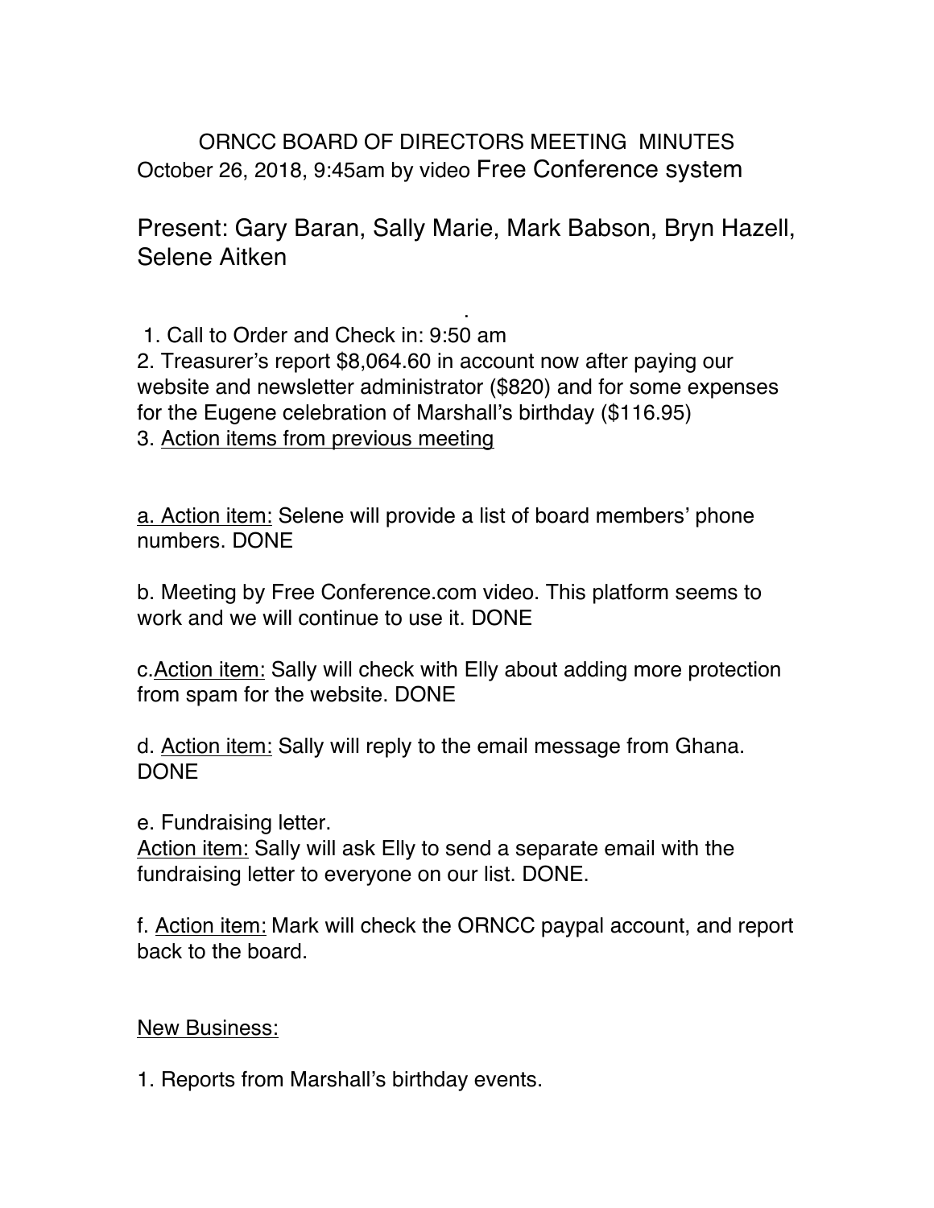# ORNCC BOARD OF DIRECTORS MEETING MINUTES

October 26, 2018, 9:45am by video Free Conference system

Present: Gary Baran, Sally Marie, Mark Babson, Bryn Hazell, Selene Aitken

.

1. Call to Order and Check in: 9:50 am
2. Treasurer's report $8,064.60 in account now after paying our website and newsletter administrator ($820) and for some expenses for the Eugene celebration of Marshall's birthday ($116.95)
3. Action items from previous meeting

a. Action item: Selene will provide a list of board members' phone numbers. DONE

b. Meeting by Free Conference.com video. This platform seems to work and we will continue to use it. DONE

c. Action item: Sally will check with Elly about adding more protection from spam for the website. DONE

d. Action item: Sally will reply to the email message from Ghana. DONE

e. Fundraising letter.
Action item: Sally will ask Elly to send a separate email with the fundraising letter to everyone on our list. DONE.

f. Action item: Mark will check the ORNCC paypal account, and report back to the board.

New Business:

1. Reports from Marshall's birthday events.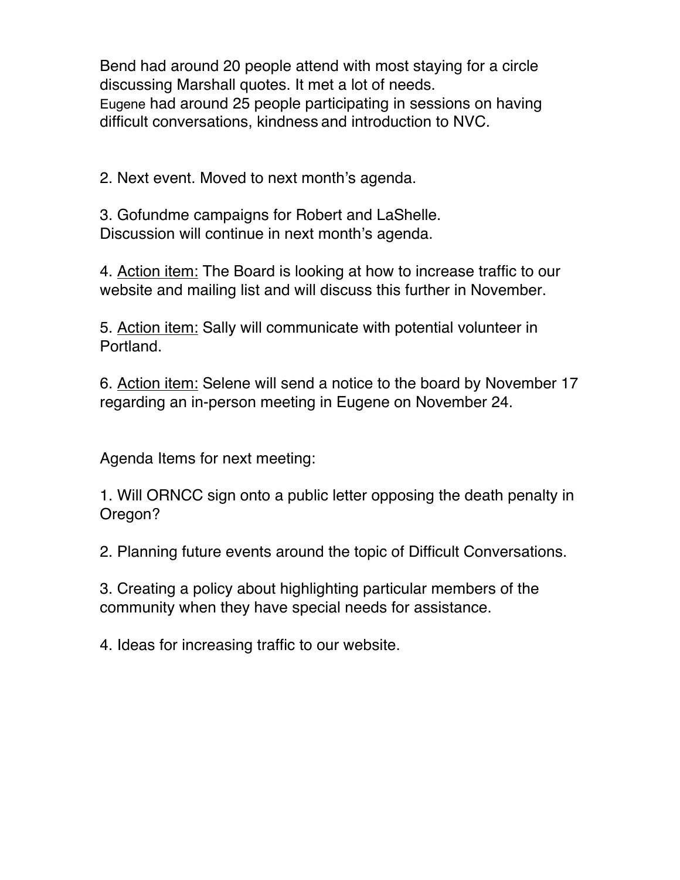Bend had around 20 people attend with most staying for a circle discussing Marshall quotes. It met a lot of needs.
Eugene had around 25 people participating in sessions on having difficult conversations, kindness and introduction to NVC.

2. Next event. Moved to next month's agenda.

3. Gofundme campaigns for Robert and LaShelle.
Discussion will continue in next month's agenda.

4. Action item: The Board is looking at how to increase traffic to our website and mailing list and will discuss this further in November.

5. Action item: Sally will communicate with potential volunteer in Portland.

6. Action item: Selene will send a notice to the board by November 17 regarding an in-person meeting in Eugene on November 24.

Agenda Items for next meeting:

1. Will ORNCC sign onto a public letter opposing the death penalty in Oregon?

2. Planning future events around the topic of Difficult Conversations.

3. Creating a policy about highlighting particular members of the community when they have special needs for assistance.

4. Ideas for increasing traffic to our website.